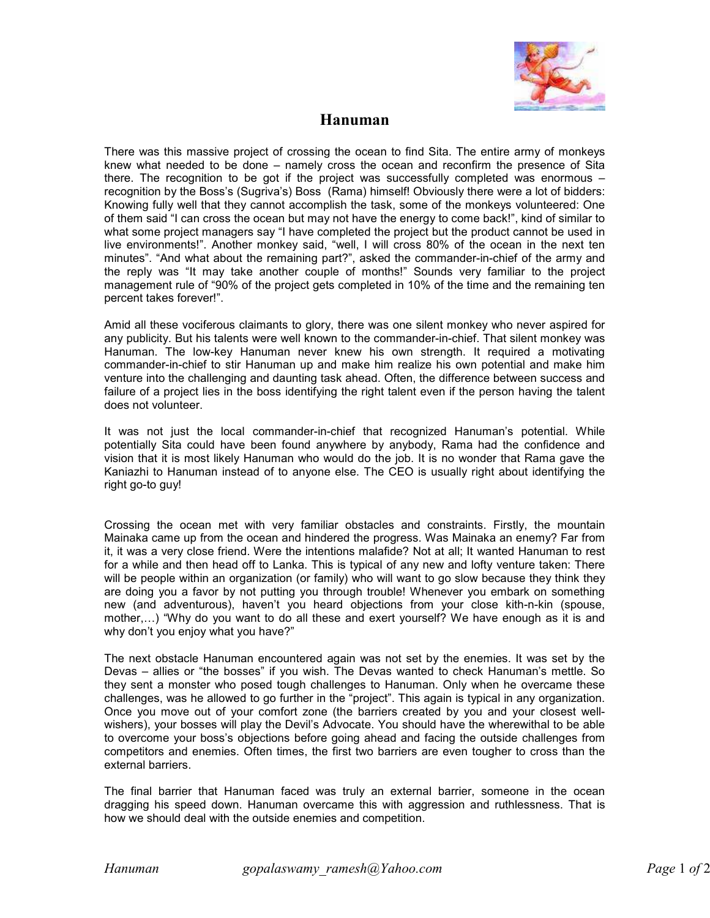# Hanuman

There was this massive project of crossing the ocean to find Sita. The entire army of monkeys knew what needed to be done – namely cross the ocean and reconfirm the presence of Sita there. The recognition to be got if the project was successfully completed was enormous – recognition by the Boss's (Sugriva's) Boss (Rama) himself! Obviously there were a lot of bidders: Knowing fully well that they cannot accomplish the task, some of the monkeys volunteered: One of them said "I can cross the ocean but may not have the energy to come back!", kind of similar to what some project managers say "I have completed the project but the product cannot be used in live environments!". Another monkey said, "well, I will cross 80% of the ocean in the next ten minutes". "And what about the remaining part?", asked the commander-in-chief of the army and the reply was "It may take another couple of months!" Sounds very familiar to the project management rule of "90% of the project gets completed in 10% of the time and the remaining ten percent takes forever!".

Amid all these vociferous claimants to glory, there was one silent monkey who never aspired for any publicity. But his talents were well known to the commander-in-chief. That silent monkey was Hanuman. The low-key Hanuman never knew his own strength. It required a motivating commander-in-chief to stir Hanuman up and make him realize his own potential and make him venture into the challenging and daunting task ahead. Often, the difference between success and failure of a project lies in the boss identifying the right talent even if the person having the talent does not volunteer.

It was not just the local commander-in-chief that recognized Hanuman's potential. While potentially Sita could have been found anywhere by anybody, Rama had the confidence and vision that it is most likely Hanuman who would do the job. It is no wonder that Rama gave the Kaniazhi to Hanuman instead of to anyone else. The CEO is usually right about identifying the right go-to guy!

Crossing the ocean met with very familiar obstacles and constraints. Firstly, the mountain Mainaka came up from the ocean and hindered the progress. Was Mainaka an enemy? Far from it, it was a very close friend. Were the intentions malafide? Not at all; It wanted Hanuman to rest for a while and then head off to Lanka. This is typical of any new and lofty venture taken: There will be people within an organization (or family) who will want to go slow because they think they are doing you a favor by not putting you through trouble! Whenever you embark on something new (and adventurous), haven't you heard objections from your close kith-n-kin (spouse, mother,…) "Why do you want to do all these and exert yourself? We have enough as it is and why don't you enjoy what you have?"

The next obstacle Hanuman encountered again was not set by the enemies. It was set by the Devas – allies or "the bosses" if you wish. The Devas wanted to check Hanuman's mettle. So they sent a monster who posed tough challenges to Hanuman. Only when he overcame these challenges, was he allowed to go further in the "project". This again is typical in any organization. Once you move out of your comfort zone (the barriers created by you and your closest well-wishers), your bosses will play the Devil's Advocate. You should have the wherewithal to be able to overcome your boss's objections before going ahead and facing the outside challenges from competitors and enemies. Often times, the first two barriers are even tougher to cross than the external barriers.

The final barrier that Hanuman faced was truly an external barrier, someone in the ocean dragging his speed down. Hanuman overcame this with aggression and ruthlessness. That is how we should deal with the outside enemies and competition.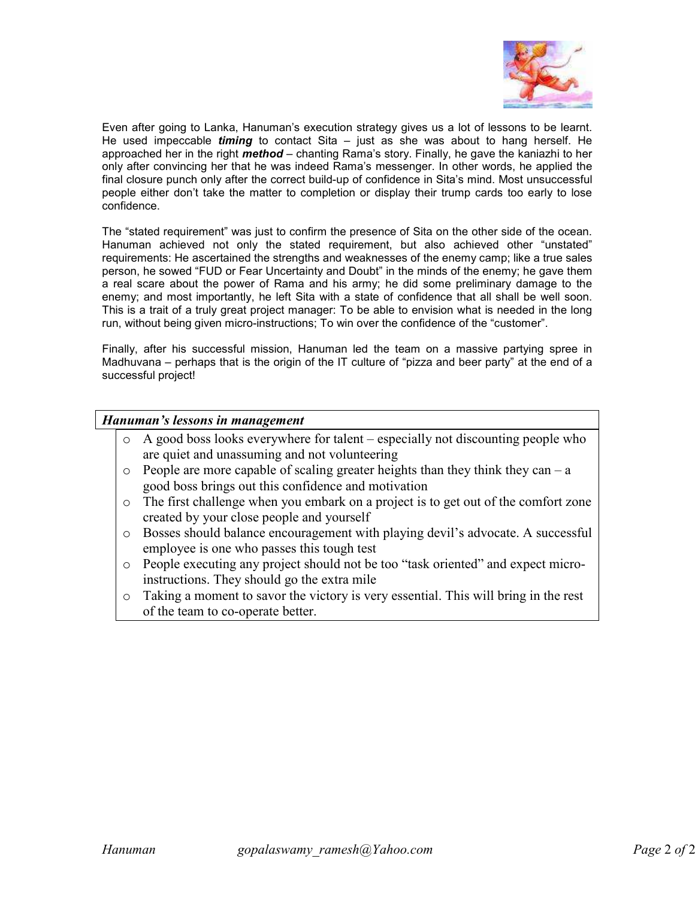Even after going to Lanka, Hanuman's execution strategy gives us a lot of lessons to be learnt. He used impeccable ***timing*** to contact Sita – just as she was about to hang herself. He approached her in the right ***method*** – chanting Rama's story. Finally, he gave the kaniazhi to her only after convincing her that he was indeed Rama's messenger. In other words, he applied the final closure punch only after the correct build-up of confidence in Sita's mind. Most unsuccessful people either don't take the matter to completion or display their trump cards too early to lose confidence.

The "stated requirement" was just to confirm the presence of Sita on the other side of the ocean. Hanuman achieved not only the stated requirement, but also achieved other "unstated" requirements: He ascertained the strengths and weaknesses of the enemy camp; like a true sales person, he sowed "FUD or Fear Uncertainty and Doubt" in the minds of the enemy; he gave them a real scare about the power of Rama and his army; he did some preliminary damage to the enemy; and most importantly, he left Sita with a state of confidence that all shall be well soon. This is a trait of a truly great project manager: To be able to envision what is needed in the long run, without being given micro-instructions; To win over the confidence of the "customer".

Finally, after his successful mission, Hanuman led the team on a massive partying spree in Madhuvana – perhaps that is the origin of the IT culture of "pizza and beer party" at the end of a successful project!

***Hanuman's lessons in management***

- A good boss looks everywhere for talent – especially not discounting people who are quiet and unassuming and not volunteering
- People are more capable of scaling greater heights than they think they can – a good boss brings out this confidence and motivation
- The first challenge when you embark on a project is to get out of the comfort zone created by your close people and yourself
- Bosses should balance encouragement with playing devil's advocate. A successful employee is one who passes this tough test
- People executing any project should not be too "task oriented" and expect micro-instructions. They should go the extra mile
- Taking a moment to savor the victory is very essential. This will bring in the rest of the team to co-operate better.